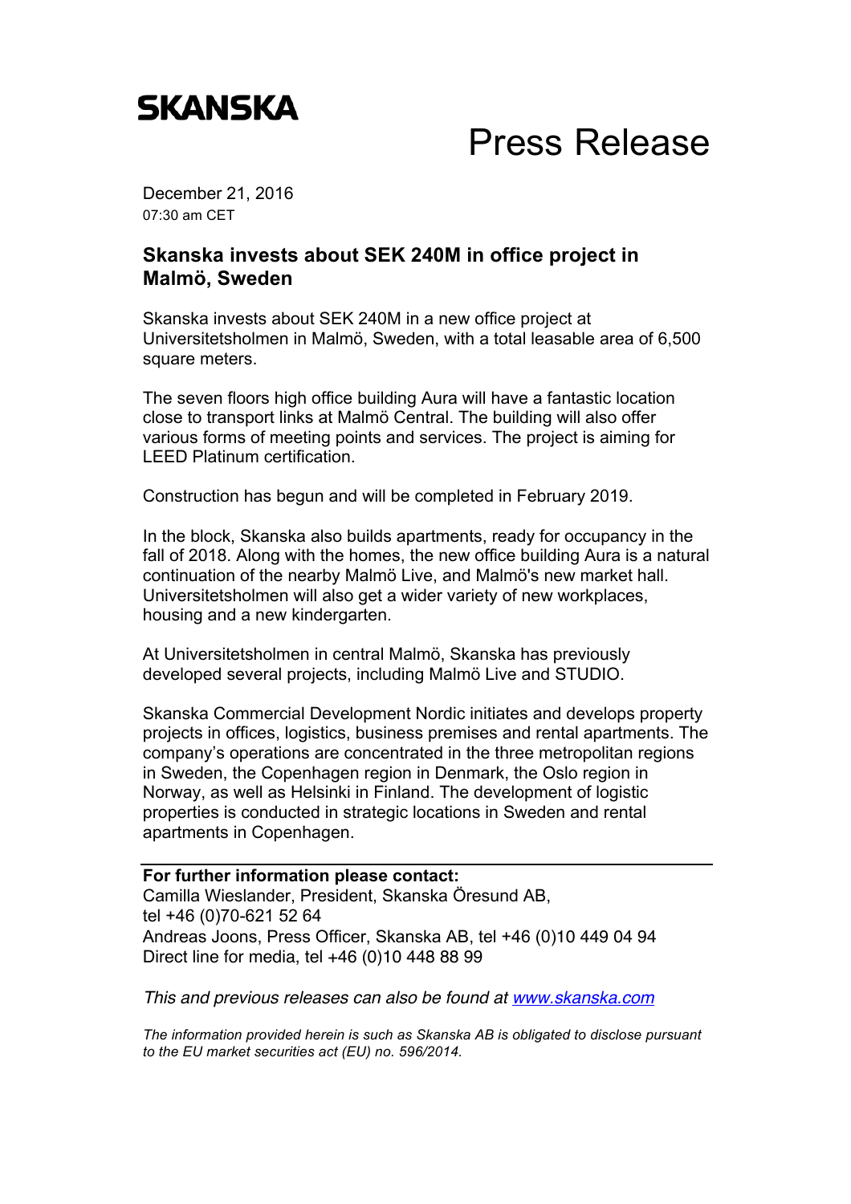**SKANSKA**

# Press Release

December 21, 2016
07:30 am CET

## Skanska invests about SEK 240M in office project in Malmö, Sweden

Skanska invests about SEK 240M in a new office project at Universitetsholmen in Malmö, Sweden, with a total leasable area of 6,500 square meters.

The seven floors high office building Aura will have a fantastic location close to transport links at Malmö Central. The building will also offer various forms of meeting points and services. The project is aiming for LEED Platinum certification.

Construction has begun and will be completed in February 2019.

In the block, Skanska also builds apartments, ready for occupancy in the fall of 2018. Along with the homes, the new office building Aura is a natural continuation of the nearby Malmö Live, and Malmö's new market hall. Universitetsholmen will also get a wider variety of new workplaces, housing and a new kindergarten.

At Universitetsholmen in central Malmö, Skanska has previously developed several projects, including Malmö Live and STUDIO.

Skanska Commercial Development Nordic initiates and develops property projects in offices, logistics, business premises and rental apartments. The company's operations are concentrated in the three metropolitan regions in Sweden, the Copenhagen region in Denmark, the Oslo region in Norway, as well as Helsinki in Finland. The development of logistic properties is conducted in strategic locations in Sweden and rental apartments in Copenhagen.

---

**For further information please contact:**
Camilla Wieslander, President, Skanska Öresund AB,
tel +46 (0)70-621 52 64
Andreas Joons, Press Officer, Skanska AB, tel +46 (0)10 449 04 94
Direct line for media, tel +46 (0)10 448 88 99

*This and previous releases can also be found at [www.skanska.com](www.skanska.com)*

*The information provided herein is such as Skanska AB is obligated to disclose pursuant to the EU market securities act (EU) no. 596/2014.*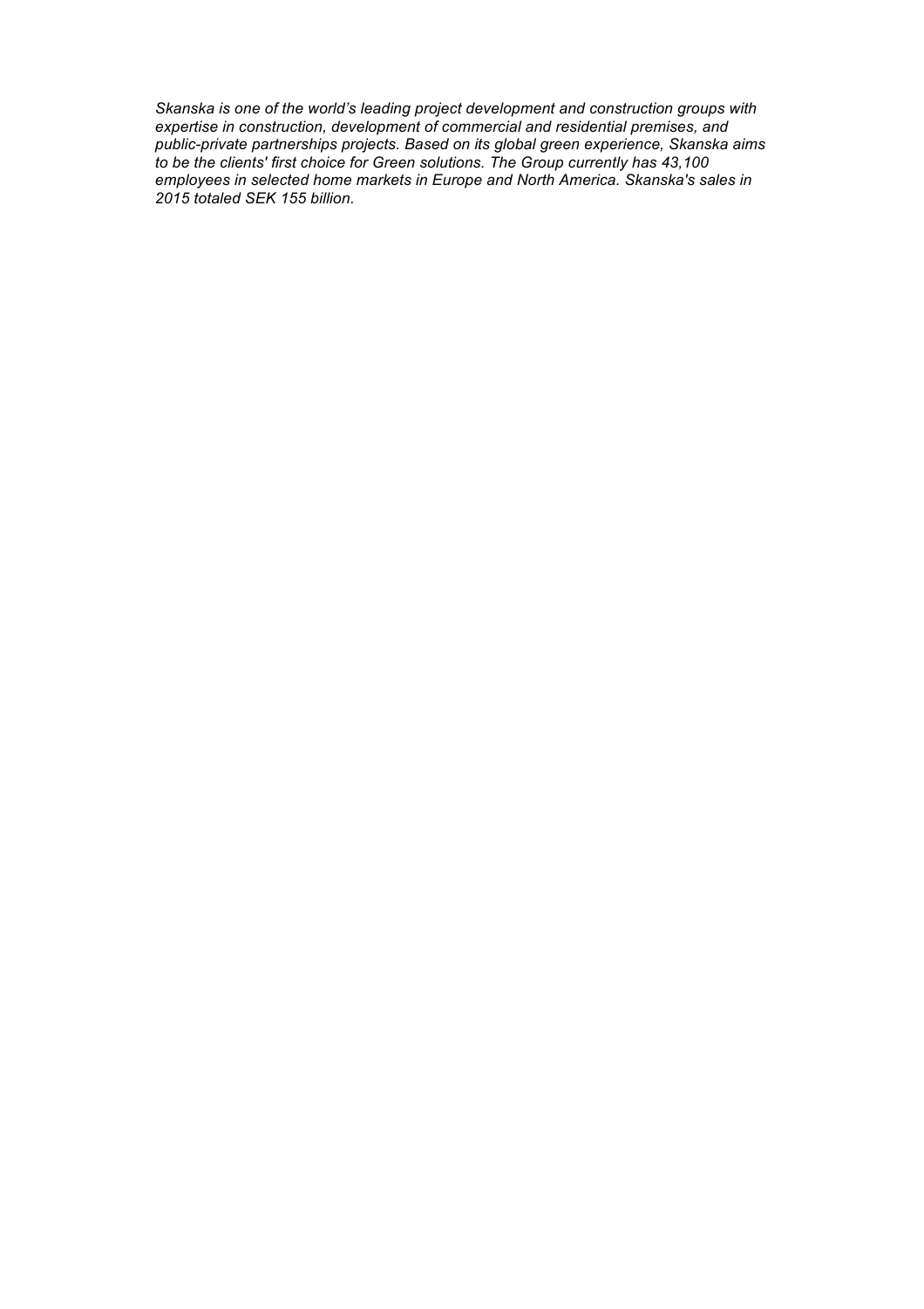*Skanska is one of the world's leading project development and construction groups with expertise in construction, development of commercial and residential premises, and public-private partnerships projects. Based on its global green experience, Skanska aims to be the clients' first choice for Green solutions. The Group currently has 43,100 employees in selected home markets in Europe and North America. Skanska's sales in 2015 totaled SEK 155 billion.*